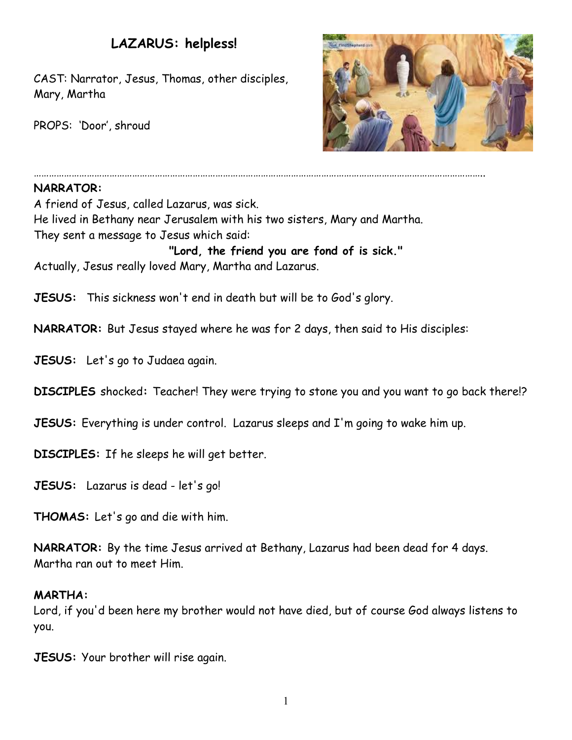# LAZARUS: helpless!

CAST: Narrator, Jesus, Thomas, other disciples, Mary, Martha

PROPS: 'Door', shroud

…………………………………………………………………………………………………………………………………………………………

**NARRATOR:**
A friend of Jesus, called Lazarus, was sick.
He lived in Bethany near Jerusalem with his two sisters, Mary and Martha.
They sent a message to Jesus which said:

**"Lord, the friend you are fond of is sick."**

Actually, Jesus really loved Mary, Martha and Lazarus.

**JESUS:** This sickness won't end in death but will be to God's glory.

**NARRATOR:** But Jesus stayed where he was for 2 days, then said to His disciples:

**JESUS:** Let's go to Judaea again.

**DISCIPLES** shocked**:** Teacher! They were trying to stone you and you want to go back there!?

**JESUS:** Everything is under control. Lazarus sleeps and I'm going to wake him up.

**DISCIPLES:** If he sleeps he will get better.

**JESUS:** Lazarus is dead - let's go!

**THOMAS:** Let's go and die with him.

**NARRATOR:** By the time Jesus arrived at Bethany, Lazarus had been dead for 4 days.
Martha ran out to meet Him.

**MARTHA:**
Lord, if you'd been here my brother would not have died, but of course God always listens to you.

**JESUS:** Your brother will rise again.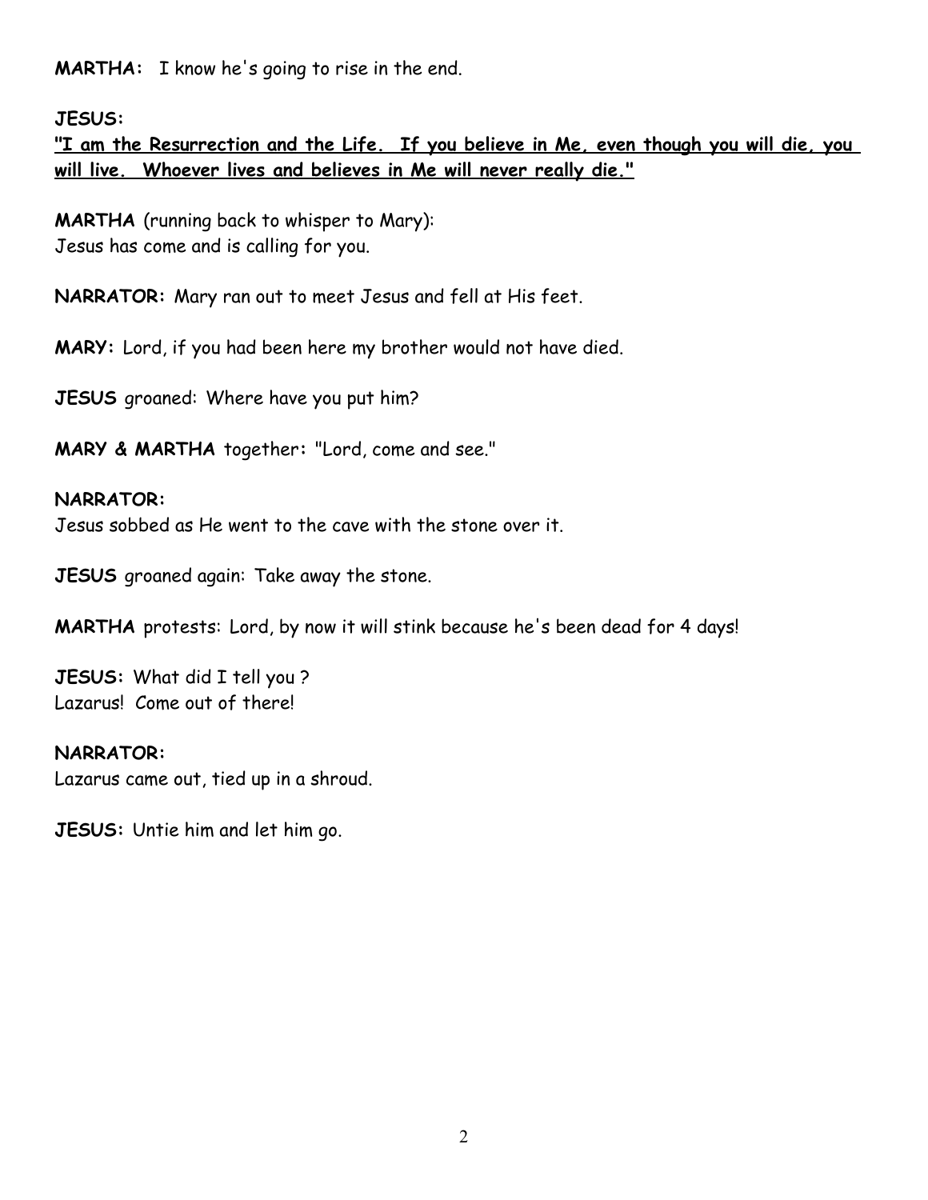**MARTHA:** I know he's going to rise in the end.

**JESUS:**

**<u>"I am the Resurrection and the Life. If you believe in Me, even though you will die, you will live. Whoever lives and believes in Me will never really die."</u>**

**MARTHA** (running back to whisper to Mary):
Jesus has come and is calling for you.

**NARRATOR:** Mary ran out to meet Jesus and fell at His feet.

**MARY:** Lord, if you had been here my brother would not have died.

**JESUS** groaned: Where have you put him?

**MARY & MARTHA** together**:** "Lord, come and see."

**NARRATOR:**
Jesus sobbed as He went to the cave with the stone over it.

**JESUS** groaned again: Take away the stone.

**MARTHA** protests: Lord, by now it will stink because he's been dead for 4 days!

**JESUS:** What did I tell you ?
Lazarus! Come out of there!

**NARRATOR:**
Lazarus came out, tied up in a shroud.

**JESUS:** Untie him and let him go.